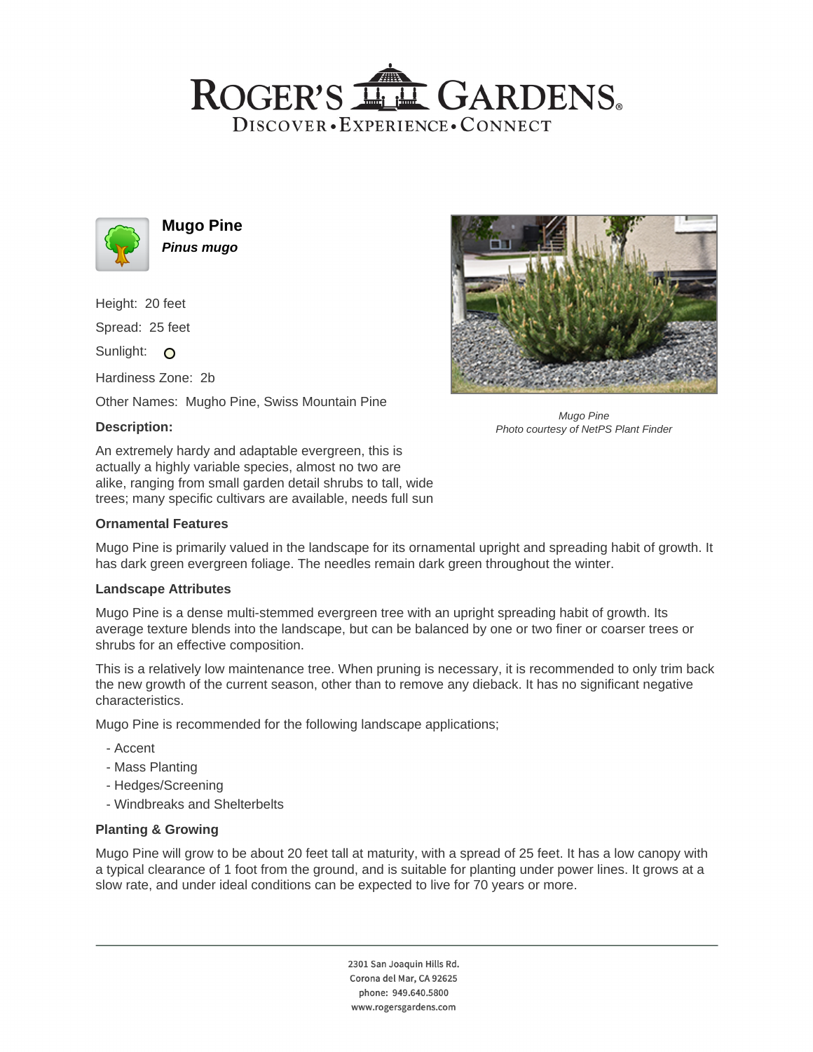# ROGER'S GARDENS

DISCOVER • EXPERIENCE • CONNECT

## Mugo Pine

***Pinus mugo***

Height: 20 feet

Spread: 25 feet

Sunlight: 

Hardiness Zone: 2b

Other Names: Mugho Pine, Swiss Mountain Pine

### Description:

An extremely hardy and adaptable evergreen, this is actually a highly variable species, almost no two are alike, ranging from small garden detail shrubs to tall, wide trees; many specific cultivars are available, needs full sun

*Mugo Pine*
*Photo courtesy of NetPS Plant Finder*

### Ornamental Features

Mugo Pine is primarily valued in the landscape for its ornamental upright and spreading habit of growth. It has dark green evergreen foliage. The needles remain dark green throughout the winter.

### Landscape Attributes

Mugo Pine is a dense multi-stemmed evergreen tree with an upright spreading habit of growth. Its average texture blends into the landscape, but can be balanced by one or two finer or coarser trees or shrubs for an effective composition.

This is a relatively low maintenance tree. When pruning is necessary, it is recommended to only trim back the new growth of the current season, other than to remove any dieback. It has no significant negative characteristics.

Mugo Pine is recommended for the following landscape applications;

- Accent
- Mass Planting
- Hedges/Screening
- Windbreaks and Shelterbelts

### Planting & Growing

Mugo Pine will grow to be about 20 feet tall at maturity, with a spread of 25 feet. It has a low canopy with a typical clearance of 1 foot from the ground, and is suitable for planting under power lines. It grows at a slow rate, and under ideal conditions can be expected to live for 70 years or more.

2301 San Joaquin Hills Rd.
Corona del Mar, CA 92625
phone: 949.640.5800
www.rogersgardens.com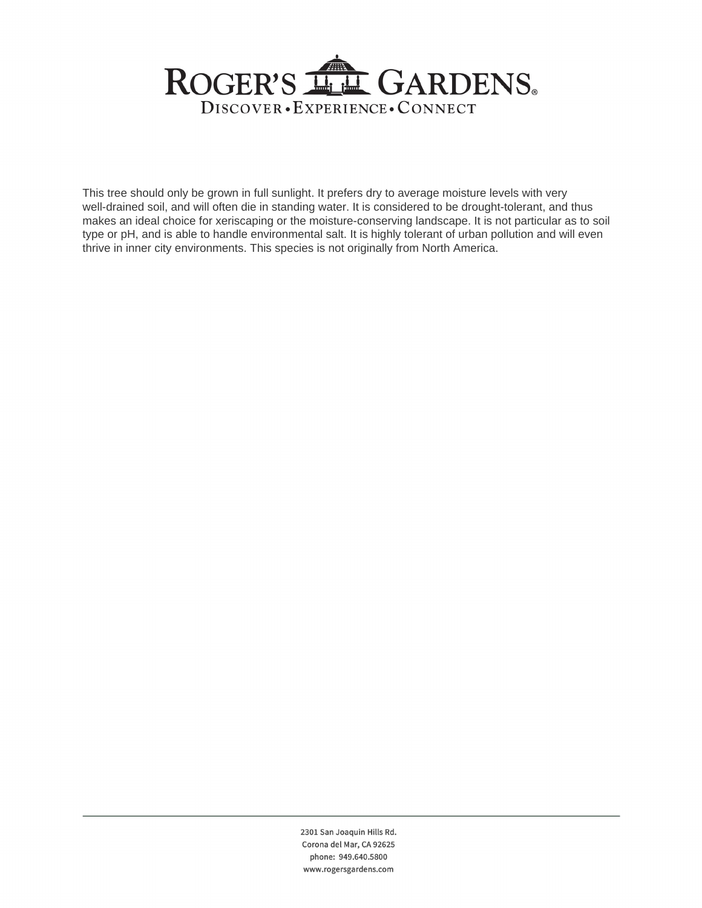This tree should only be grown in full sunlight. It prefers dry to average moisture levels with very well-drained soil, and will often die in standing water. It is considered to be drought-tolerant, and thus makes an ideal choice for xeriscaping or the moisture-conserving landscape. It is not particular as to soil type or pH, and is able to handle environmental salt. It is highly tolerant of urban pollution and will even thrive in inner city environments. This species is not originally from North America.